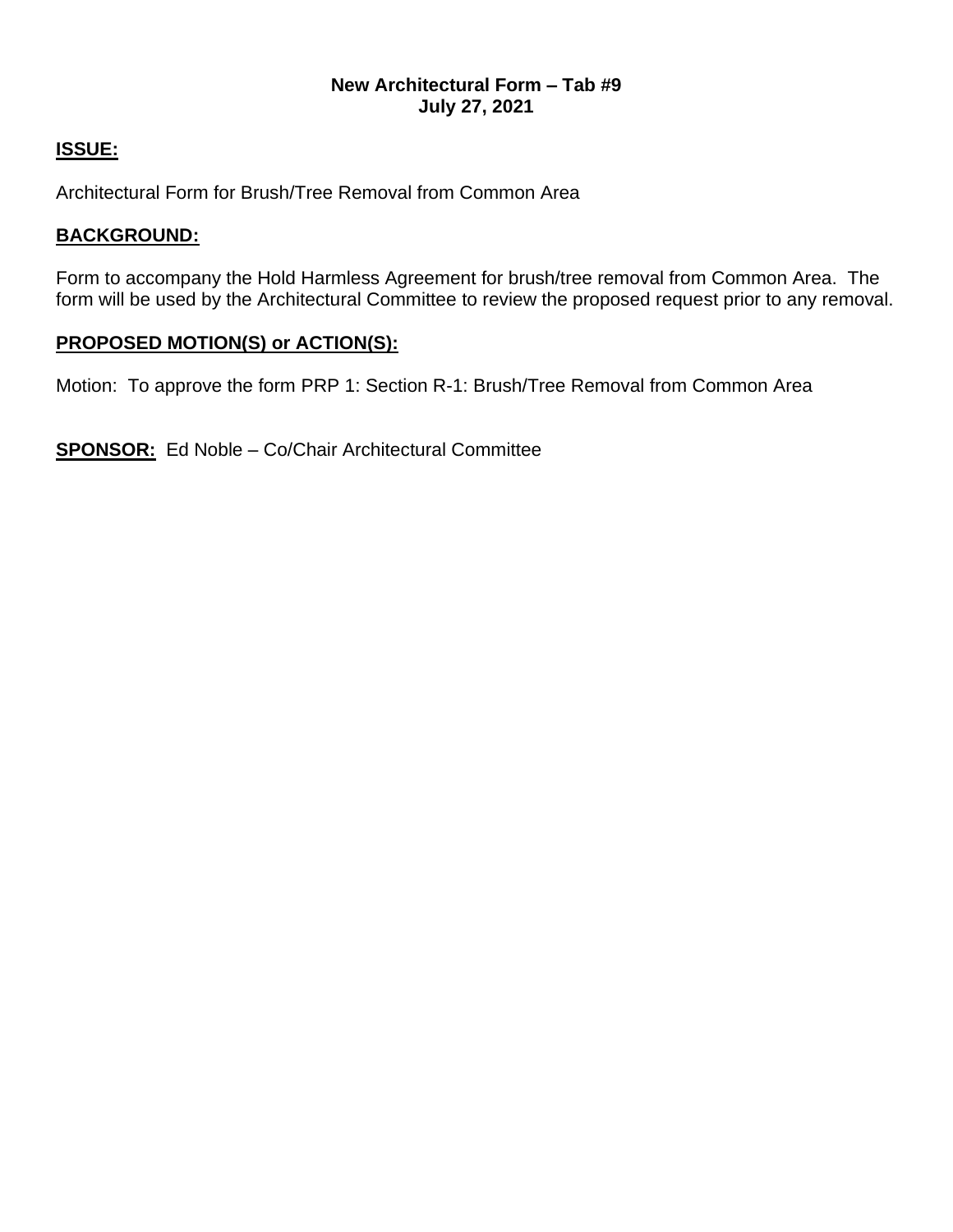**New Architectural Form – Tab #9**
**July 27, 2021**

## ISSUE:

Architectural Form for Brush/Tree Removal from Common Area

## BACKGROUND:

Form to accompany the Hold Harmless Agreement for brush/tree removal from Common Area. The form will be used by the Architectural Committee to review the proposed request prior to any removal.

## PROPOSED MOTION(S) or ACTION(S):

Motion: To approve the form PRP 1: Section R-1: Brush/Tree Removal from Common Area

**SPONSOR:** Ed Noble – Co/Chair Architectural Committee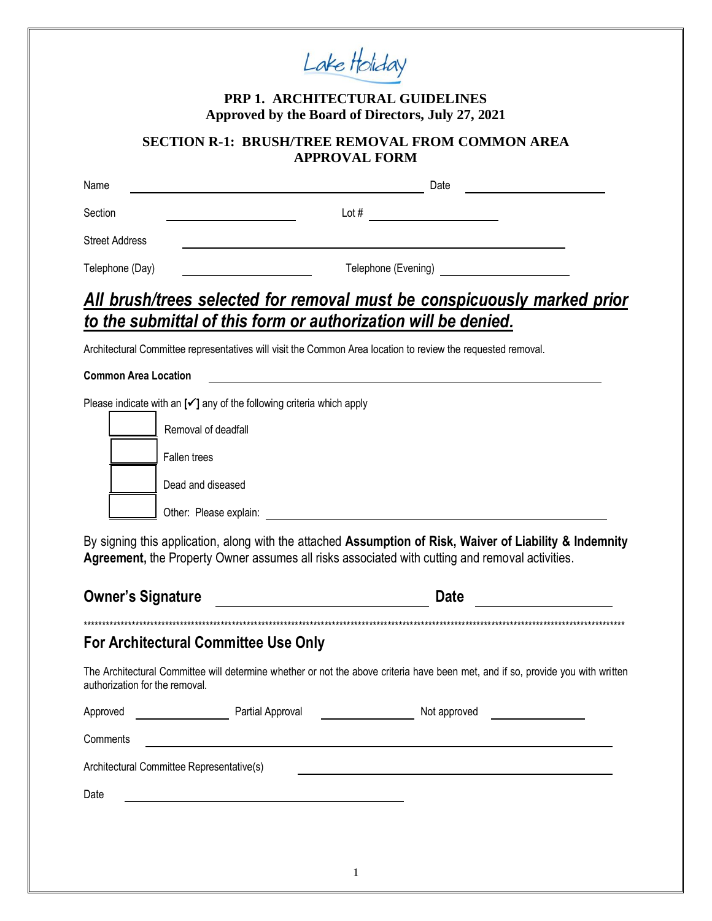Lake Holiday

# PRP 1. ARCHITECTURAL GUIDELINES

**Approved by the Board of Directors, July 27, 2021**

## SECTION R-1: BRUSH/TREE REMOVAL FROM COMMON AREA APPROVAL FORM

Name \_\_\_\_\_\_\_\_\_\_\_\_\_\_\_\_\_\_\_\_\_\_\_\_\_\_\_\_\_\_\_\_\_\_\_\_\_\_\_\_ Date \_\_\_\_\_\_\_\_\_\_\_\_\_\_\_\_\_\_\_\_

Section \_\_\_\_\_\_\_\_\_\_\_\_\_\_\_\_\_\_ Lot # \_\_\_\_\_\_\_\_\_\_\_\_\_\_\_\_\_\_

Street Address \_\_\_\_\_\_\_\_\_\_\_\_\_\_\_\_\_\_\_\_\_\_\_\_\_\_\_\_\_\_\_\_\_\_\_\_\_\_\_\_\_\_\_\_\_\_\_\_\_\_\_\_

Telephone (Day) \_\_\_\_\_\_\_\_\_\_\_\_\_\_\_\_\_\_ Telephone (Evening) \_\_\_\_\_\_\_\_\_\_\_\_\_\_\_\_\_\_

***All brush/trees selected for removal must be conspicuously marked prior to the submittal of this form or authorization will be denied.***

Architectural Committee representatives will visit the Common Area location to review the requested removal.

**Common Area Location** \_\_\_\_\_\_\_\_\_\_\_\_\_\_\_\_\_\_\_\_\_\_\_\_\_\_\_\_\_\_\_\_\_\_\_\_\_\_\_\_\_\_\_\_\_\_\_\_\_\_\_\_

Please indicate with an **[✓]** any of the following criteria which apply

- [ ] Removal of deadfall
- [ ] Fallen trees
- [ ] Dead and diseased
- [ ] Other: Please explain: \_\_\_\_\_\_\_\_\_\_\_\_\_\_\_\_\_\_\_\_\_\_\_\_\_\_\_\_\_\_\_\_\_\_\_\_\_\_\_\_\_\_\_\_

By signing this application, along with the attached **Assumption of Risk, Waiver of Liability & Indemnity Agreement,** the Property Owner assumes all risks associated with cutting and removal activities.

**Owner's Signature** \_\_\_\_\_\_\_\_\_\_\_\_\_\_\_\_\_\_\_\_\_\_\_\_\_\_\_\_\_\_ **Date** \_\_\_\_\_\_\_\_\_\_\_\_\_\_\_\_\_\_

**********************************************************************************************************************************************

## For Architectural Committee Use Only

The Architectural Committee will determine whether or not the above criteria have been met, and if so, provide you with written authorization for the removal.

Approved \_\_\_\_\_\_\_\_\_\_\_\_\_\_ Partial Approval \_\_\_\_\_\_\_\_\_\_\_\_\_\_ Not approved \_\_\_\_\_\_\_\_\_\_\_\_\_\_

Comments \_\_\_\_\_\_\_\_\_\_\_\_\_\_\_\_\_\_\_\_\_\_\_\_\_\_\_\_\_\_\_\_\_\_\_\_\_\_\_\_\_\_\_\_\_\_\_\_\_\_\_\_\_\_\_\_\_\_\_\_

Architectural Committee Representative(s) \_\_\_\_\_\_\_\_\_\_\_\_\_\_\_\_\_\_\_\_\_\_\_\_\_\_\_\_\_\_\_\_\_\_\_\_

Date \_\_\_\_\_\_\_\_\_\_\_\_\_\_\_\_\_\_\_\_\_\_\_\_\_\_\_\_\_\_\_\_\_\_\_\_